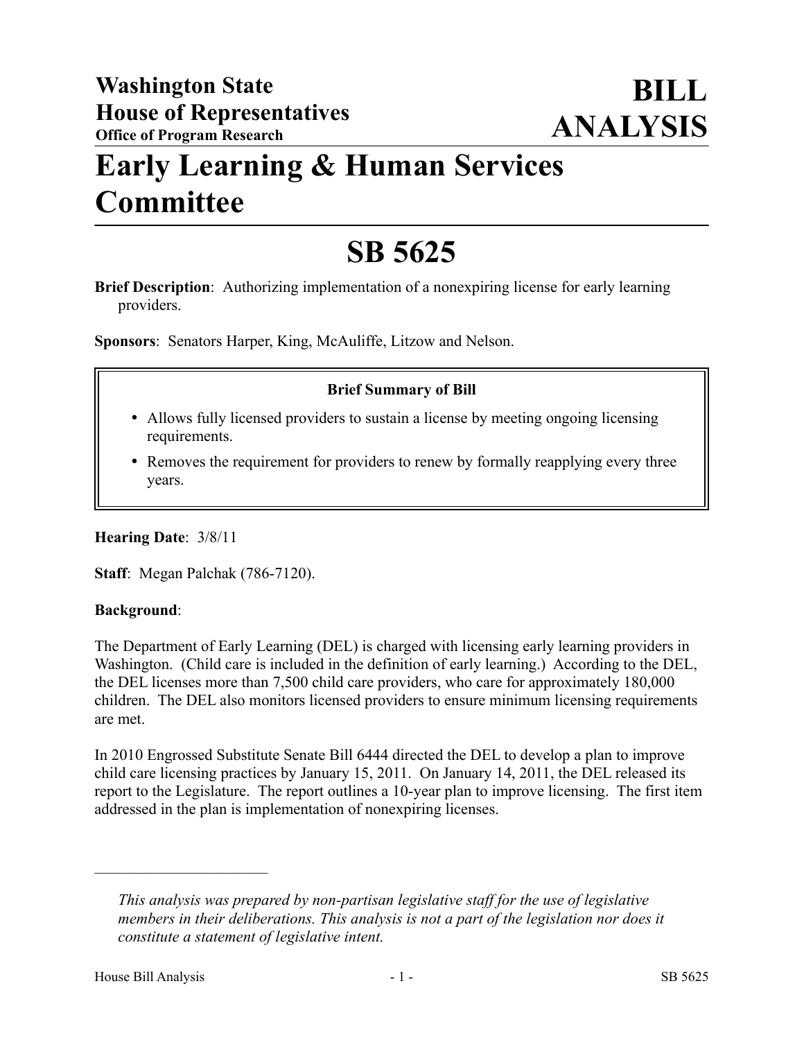**Washington State House of Representatives**
**Office of Program Research**

# BILL ANALYSIS

# Early Learning & Human Services Committee

# SB 5625

**Brief Description**: Authorizing implementation of a nonexpiring license for early learning providers.

**Sponsors**: Senators Harper, King, McAuliffe, Litzow and Nelson.

**Brief Summary of Bill**

- Allows fully licensed providers to sustain a license by meeting ongoing licensing requirements.
- Removes the requirement for providers to renew by formally reapplying every three years.

**Hearing Date**: 3/8/11

**Staff**: Megan Palchak (786-7120).

**Background**:

The Department of Early Learning (DEL) is charged with licensing early learning providers in Washington. (Child care is included in the definition of early learning.) According to the DEL, the DEL licenses more than 7,500 child care providers, who care for approximately 180,000 children. The DEL also monitors licensed providers to ensure minimum licensing requirements are met.

In 2010 Engrossed Substitute Senate Bill 6444 directed the DEL to develop a plan to improve child care licensing practices by January 15, 2011. On January 14, 2011, the DEL released its report to the Legislature. The report outlines a 10-year plan to improve licensing. The first item addressed in the plan is implementation of nonexpiring licenses.

---

*This analysis was prepared by non-partisan legislative staff for the use of legislative members in their deliberations. This analysis is not a part of the legislation nor does it constitute a statement of legislative intent.*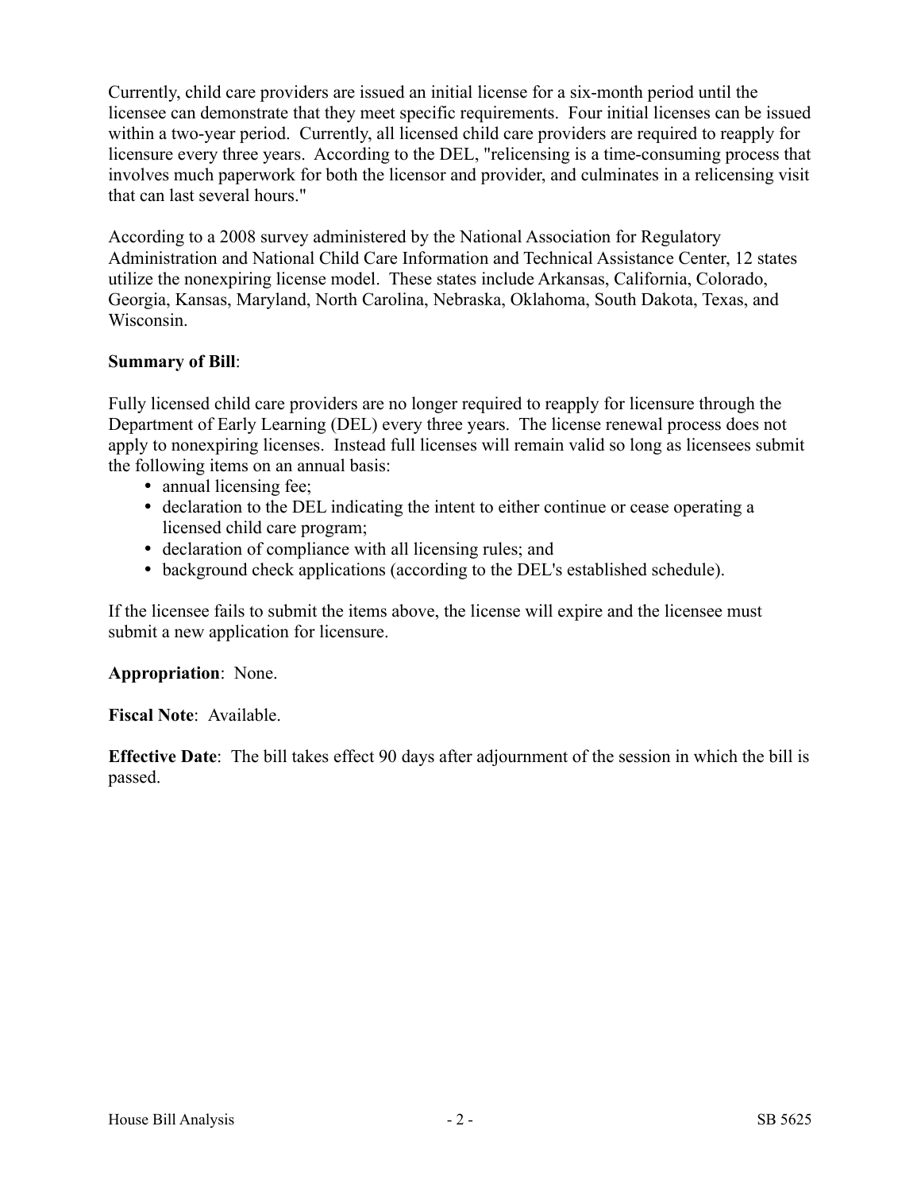Currently, child care providers are issued an initial license for a six-month period until the licensee can demonstrate that they meet specific requirements. Four initial licenses can be issued within a two-year period. Currently, all licensed child care providers are required to reapply for licensure every three years. According to the DEL, "relicensing is a time-consuming process that involves much paperwork for both the licensor and provider, and culminates in a relicensing visit that can last several hours."

According to a 2008 survey administered by the National Association for Regulatory Administration and National Child Care Information and Technical Assistance Center, 12 states utilize the nonexpiring license model. These states include Arkansas, California, Colorado, Georgia, Kansas, Maryland, North Carolina, Nebraska, Oklahoma, South Dakota, Texas, and Wisconsin.

**Summary of Bill**:

Fully licensed child care providers are no longer required to reapply for licensure through the Department of Early Learning (DEL) every three years. The license renewal process does not apply to nonexpiring licenses. Instead full licenses will remain valid so long as licensees submit the following items on an annual basis:

- annual licensing fee;
- declaration to the DEL indicating the intent to either continue or cease operating a licensed child care program;
- declaration of compliance with all licensing rules; and
- background check applications (according to the DEL's established schedule).

If the licensee fails to submit the items above, the license will expire and the licensee must submit a new application for licensure.

**Appropriation**: None.

**Fiscal Note**: Available.

**Effective Date**: The bill takes effect 90 days after adjournment of the session in which the bill is passed.